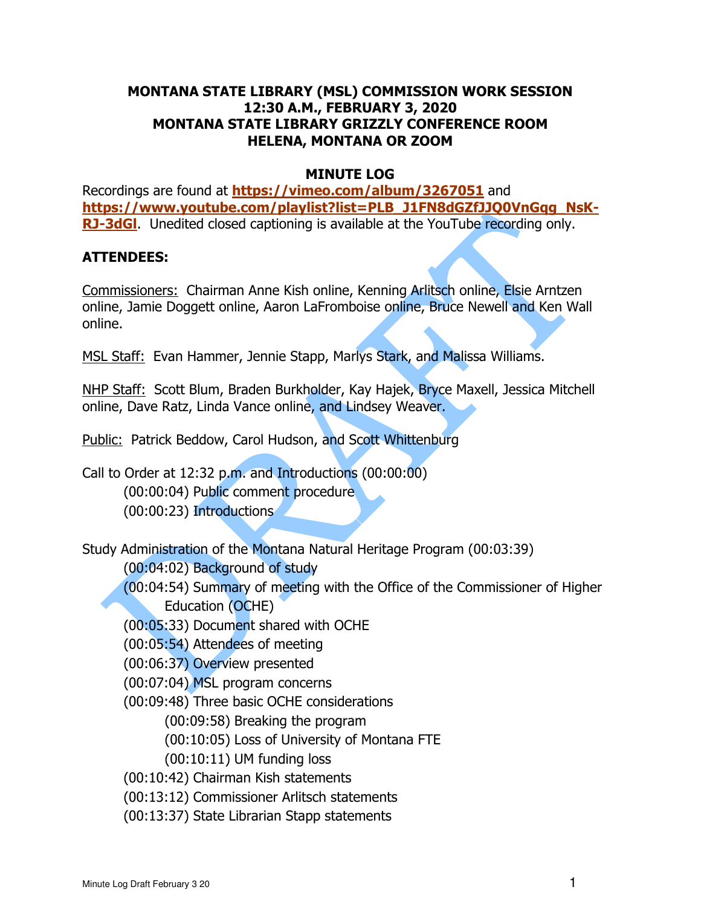# MONTANA STATE LIBRARY (MSL) COMMISSION WORK SESSION
# 12:30 A.M., FEBRUARY 3, 2020
# MONTANA STATE LIBRARY GRIZZLY CONFERENCE ROOM
# HELENA, MONTANA OR ZOOM

## MINUTE LOG

Recordings are found at **https://vimeo.com/album/3267051** and **https://www.youtube.com/playlist?list=PLB_J1FN8dGZfJJQ0VnGqg_NsK-RJ-3dGl**. Unedited closed captioning is available at the YouTube recording only.

**ATTENDEES:**

Commissioners: Chairman Anne Kish online, Kenning Arlitsch online, Elsie Arntzen online, Jamie Doggett online, Aaron LaFromboise online, Bruce Newell and Ken Wall online.

MSL Staff: Evan Hammer, Jennie Stapp, Marlys Stark, and Malissa Williams.

NHP Staff: Scott Blum, Braden Burkholder, Kay Hajek, Bryce Maxell, Jessica Mitchell online, Dave Ratz, Linda Vance online, and Lindsey Weaver.

Public: Patrick Beddow, Carol Hudson, and Scott Whittenburg

Call to Order at 12:32 p.m. and Introductions (00:00:00)
- (00:00:04) Public comment procedure
- (00:00:23) Introductions

Study Administration of the Montana Natural Heritage Program (00:03:39)
- (00:04:02) Background of study
- (00:04:54) Summary of meeting with the Office of the Commissioner of Higher Education (OCHE)
- (00:05:33) Document shared with OCHE
- (00:05:54) Attendees of meeting
- (00:06:37) Overview presented
- (00:07:04) MSL program concerns
- (00:09:48) Three basic OCHE considerations
  - (00:09:58) Breaking the program
  - (00:10:05) Loss of University of Montana FTE
  - (00:10:11) UM funding loss
- (00:10:42) Chairman Kish statements
- (00:13:12) Commissioner Arlitsch statements
- (00:13:37) State Librarian Stapp statements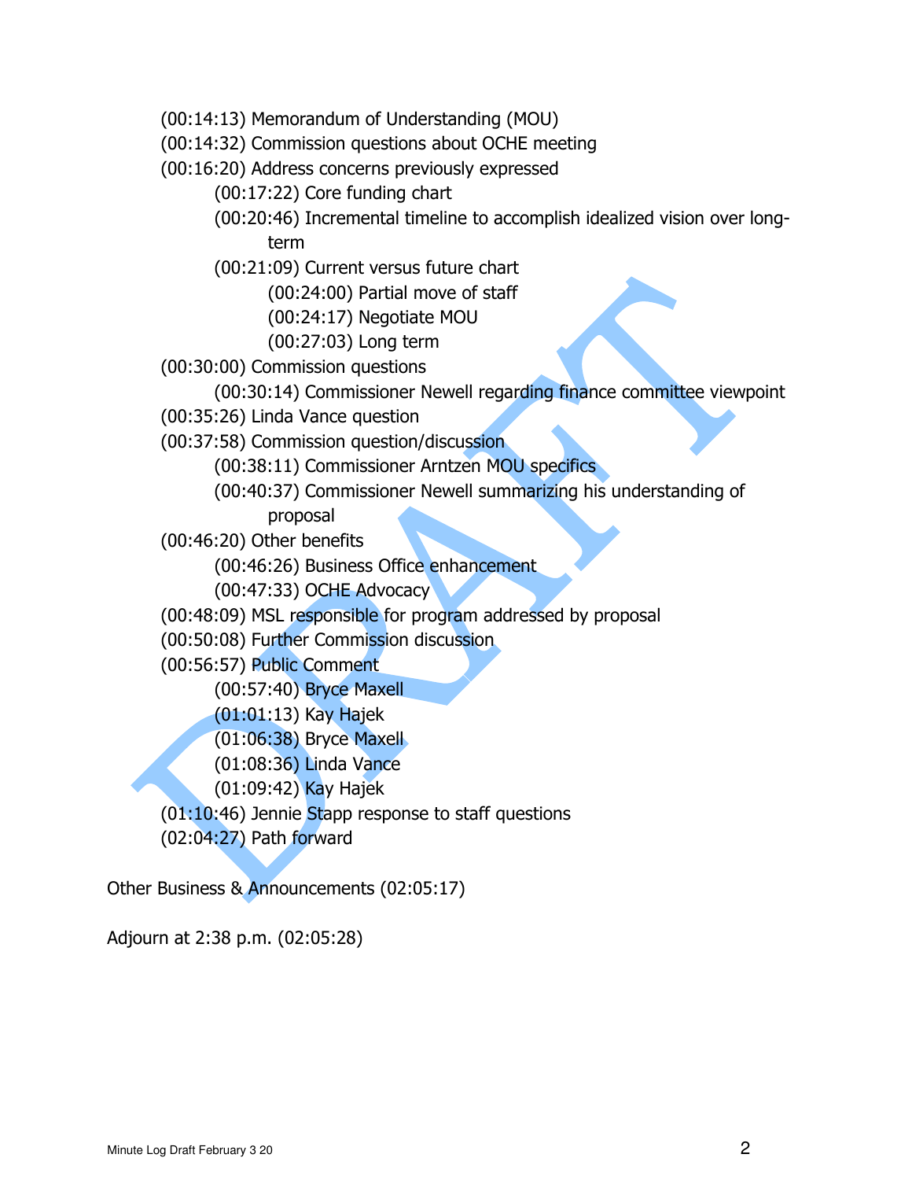- (00:14:13) Memorandum of Understanding (MOU)
- (00:14:32) Commission questions about OCHE meeting
- (00:16:20) Address concerns previously expressed
  - (00:17:22) Core funding chart
  - (00:20:46) Incremental timeline to accomplish idealized vision over long-term
  - (00:21:09) Current versus future chart
    - (00:24:00) Partial move of staff
    - (00:24:17) Negotiate MOU
    - (00:27:03) Long term
- (00:30:00) Commission questions
  - (00:30:14) Commissioner Newell regarding finance committee viewpoint
- (00:35:26) Linda Vance question
- (00:37:58) Commission question/discussion
  - (00:38:11) Commissioner Arntzen MOU specifics
  - (00:40:37) Commissioner Newell summarizing his understanding of proposal
- (00:46:20) Other benefits
  - (00:46:26) Business Office enhancement
  - (00:47:33) OCHE Advocacy
- (00:48:09) MSL responsible for program addressed by proposal
- (00:50:08) Further Commission discussion
- (00:56:57) Public Comment
  - (00:57:40) Bryce Maxell
  - (01:01:13) Kay Hajek
  - (01:06:38) Bryce Maxell
  - (01:08:36) Linda Vance
  - (01:09:42) Kay Hajek
- (01:10:46) Jennie Stapp response to staff questions
- (02:04:27) Path forward

Other Business & Announcements (02:05:17)

Adjourn at 2:38 p.m. (02:05:28)